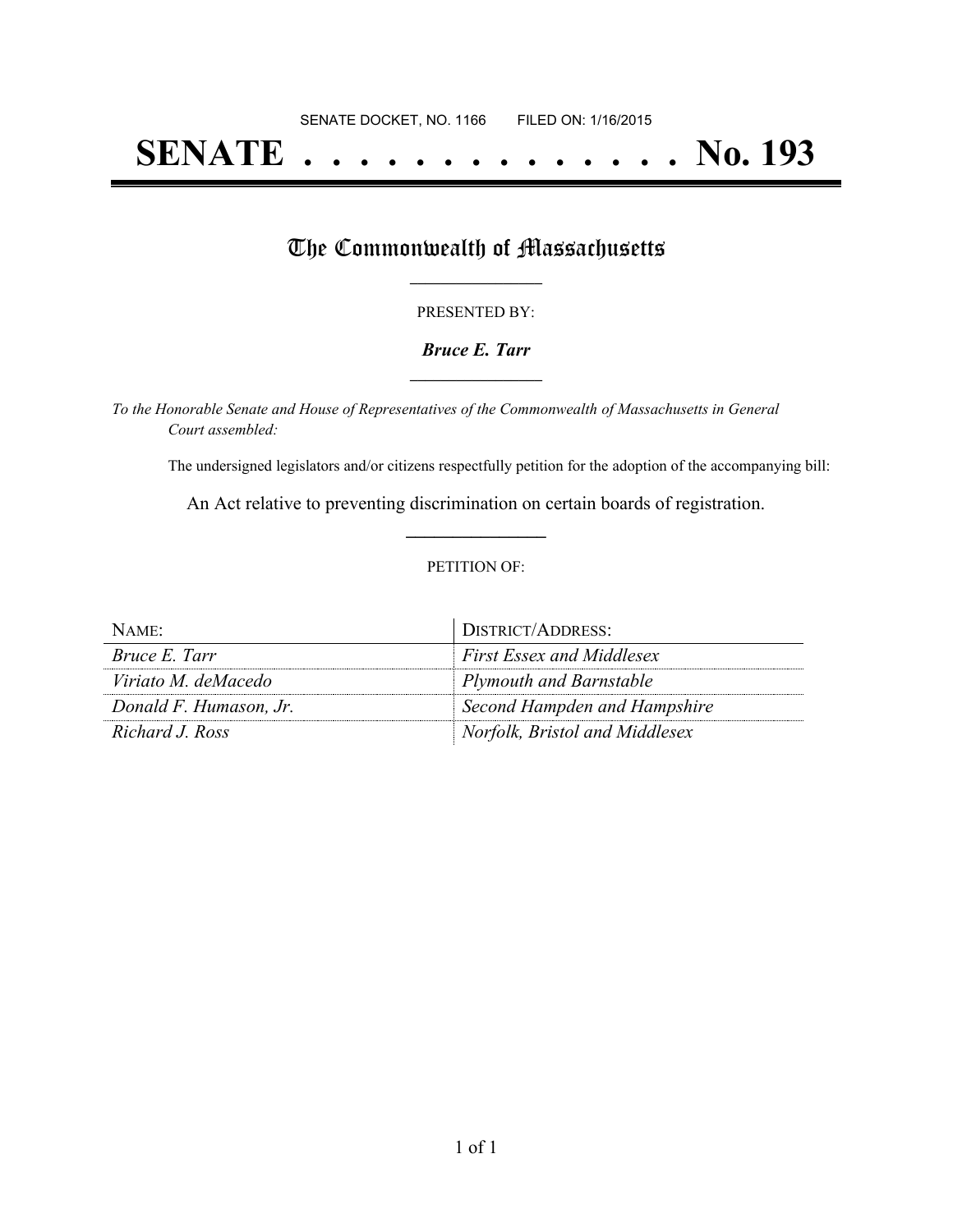SENATE DOCKET, NO. 1166        FILED ON: 1/16/2015

# SENATE . . . . . . . . . . . . . . No. 193

## The Commonwealth of Massachusetts

PRESENTED BY:

***Bruce E. Tarr***

*To the Honorable Senate and House of Representatives of the Commonwealth of Massachusetts in General Court assembled:*

The undersigned legislators and/or citizens respectfully petition for the adoption of the accompanying bill:

An Act relative to preventing discrimination on certain boards of registration.

PETITION OF:

| NAME: | DISTRICT/ADDRESS: |
| --- | --- |
| *Bruce E. Tarr* | *First Essex and Middlesex* |
| *Viriato M. deMacedo* | *Plymouth and Barnstable* |
| *Donald F. Humason, Jr.* | *Second Hampden and Hampshire* |
| *Richard J. Ross* | *Norfolk, Bristol and Middlesex* |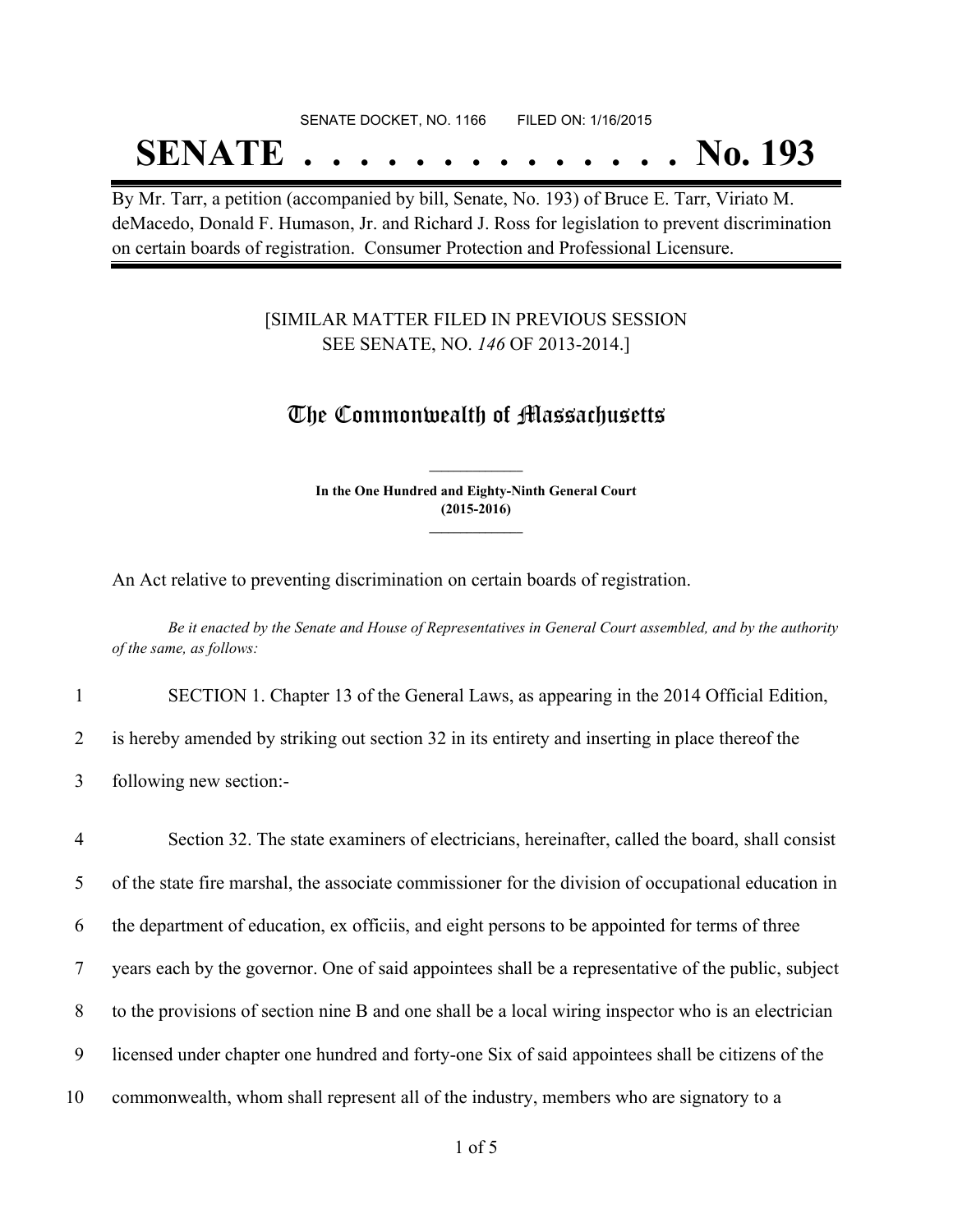SENATE DOCKET, NO. 1166 FILED ON: 1/16/2015

# SENATE . . . . . . . . . . . . . . No. 193

By Mr. Tarr, a petition (accompanied by bill, Senate, No. 193) of Bruce E. Tarr, Viriato M. deMacedo, Donald F. Humason, Jr. and Richard J. Ross for legislation to prevent discrimination on certain boards of registration. Consumer Protection and Professional Licensure.

[SIMILAR MATTER FILED IN PREVIOUS SESSION SEE SENATE, NO. *146* OF 2013-2014.]

## The Commonwealth of Massachusetts

**In the One Hundred and Eighty-Ninth General Court (2015-2016)**

An Act relative to preventing discrimination on certain boards of registration.

*Be it enacted by the Senate and House of Representatives in General Court assembled, and by the authority of the same, as follows:*

1 SECTION 1. Chapter 13 of the General Laws, as appearing in the 2014 Official Edition,
2 is hereby amended by striking out section 32 in its entirety and inserting in place thereof the
3 following new section:-

4 Section 32. The state examiners of electricians, hereinafter, called the board, shall consist
5 of the state fire marshal, the associate commissioner for the division of occupational education in
6 the department of education, ex officiis, and eight persons to be appointed for terms of three
7 years each by the governor. One of said appointees shall be a representative of the public, subject
8 to the provisions of section nine B and one shall be a local wiring inspector who is an electrician
9 licensed under chapter one hundred and forty-one Six of said appointees shall be citizens of the
10 commonwealth, whom shall represent all of the industry, members who are signatory to a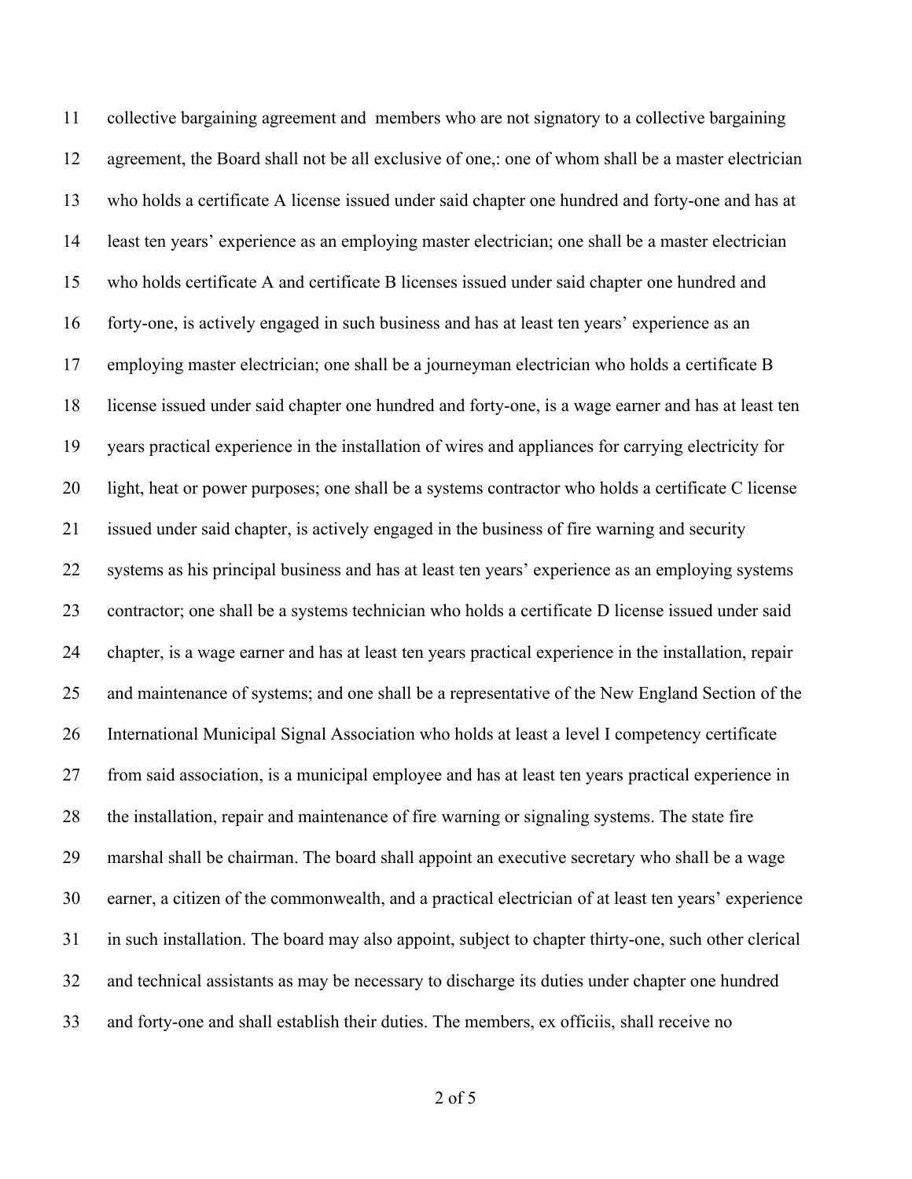11 collective bargaining agreement and members who are not signatory to a collective bargaining
12 agreement, the Board shall not be all exclusive of one,: one of whom shall be a master electrician
13 who holds a certificate A license issued under said chapter one hundred and forty-one and has at
14 least ten years' experience as an employing master electrician; one shall be a master electrician
15 who holds certificate A and certificate B licenses issued under said chapter one hundred and
16 forty-one, is actively engaged in such business and has at least ten years' experience as an
17 employing master electrician; one shall be a journeyman electrician who holds a certificate B
18 license issued under said chapter one hundred and forty-one, is a wage earner and has at least ten
19 years practical experience in the installation of wires and appliances for carrying electricity for
20 light, heat or power purposes; one shall be a systems contractor who holds a certificate C license
21 issued under said chapter, is actively engaged in the business of fire warning and security
22 systems as his principal business and has at least ten years' experience as an employing systems
23 contractor; one shall be a systems technician who holds a certificate D license issued under said
24 chapter, is a wage earner and has at least ten years practical experience in the installation, repair
25 and maintenance of systems; and one shall be a representative of the New England Section of the
26 International Municipal Signal Association who holds at least a level I competency certificate
27 from said association, is a municipal employee and has at least ten years practical experience in
28 the installation, repair and maintenance of fire warning or signaling systems. The state fire
29 marshal shall be chairman. The board shall appoint an executive secretary who shall be a wage
30 earner, a citizen of the commonwealth, and a practical electrician of at least ten years' experience
31 in such installation. The board may also appoint, subject to chapter thirty-one, such other clerical
32 and technical assistants as may be necessary to discharge its duties under chapter one hundred
33 and forty-one and shall establish their duties. The members, ex officiis, shall receive no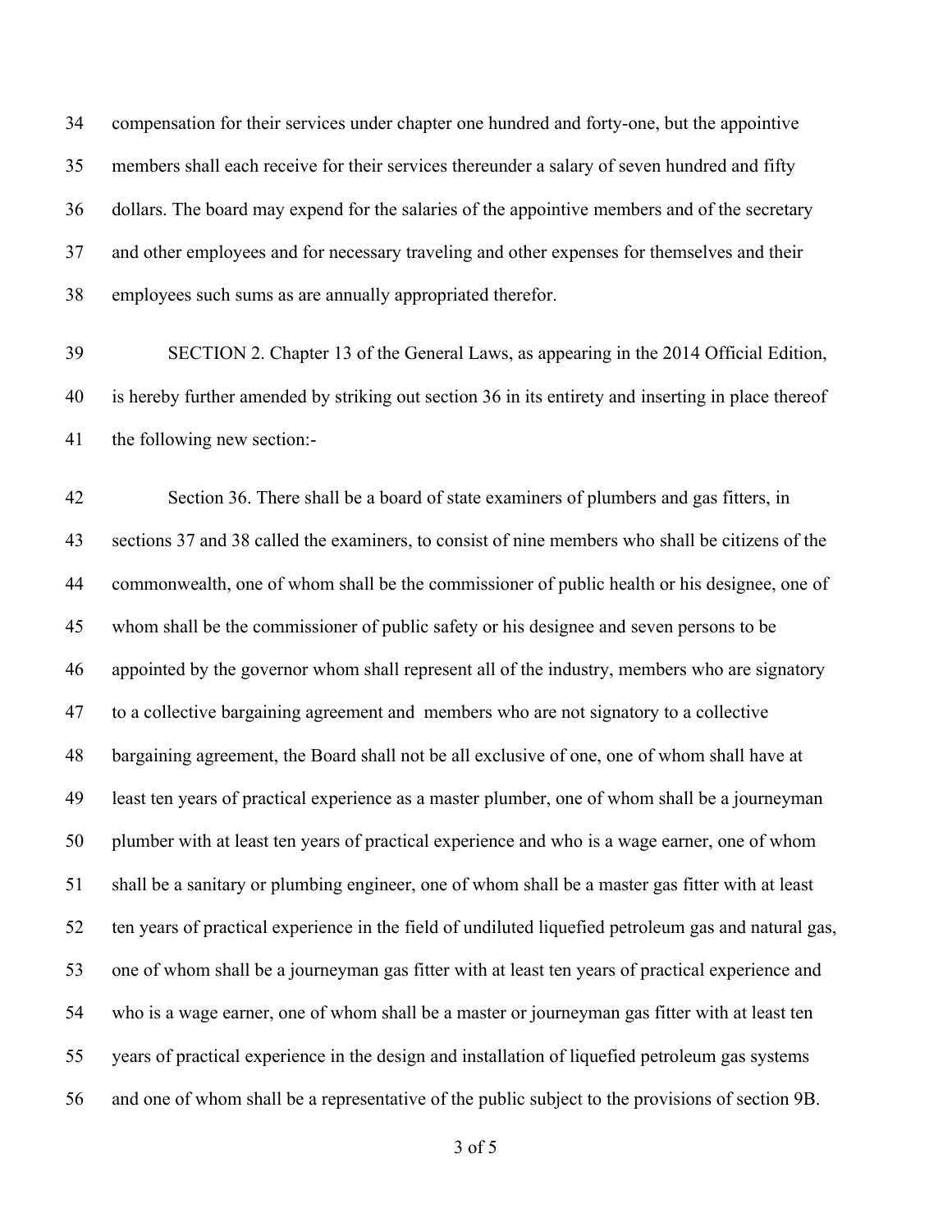compensation for their services under chapter one hundred and forty-one, but the appointive members shall each receive for their services thereunder a salary of seven hundred and fifty dollars. The board may expend for the salaries of the appointive members and of the secretary and other employees and for necessary traveling and other expenses for themselves and their employees such sums as are annually appropriated therefor.

SECTION 2. Chapter 13 of the General Laws, as appearing in the 2014 Official Edition, is hereby further amended by striking out section 36 in its entirety and inserting in place thereof the following new section:-

Section 36. There shall be a board of state examiners of plumbers and gas fitters, in sections 37 and 38 called the examiners, to consist of nine members who shall be citizens of the commonwealth, one of whom shall be the commissioner of public health or his designee, one of whom shall be the commissioner of public safety or his designee and seven persons to be appointed by the governor whom shall represent all of the industry, members who are signatory to a collective bargaining agreement and  members who are not signatory to a collective bargaining agreement, the Board shall not be all exclusive of one, one of whom shall have at least ten years of practical experience as a master plumber, one of whom shall be a journeyman plumber with at least ten years of practical experience and who is a wage earner, one of whom shall be a sanitary or plumbing engineer, one of whom shall be a master gas fitter with at least ten years of practical experience in the field of undiluted liquefied petroleum gas and natural gas, one of whom shall be a journeyman gas fitter with at least ten years of practical experience and who is a wage earner, one of whom shall be a master or journeyman gas fitter with at least ten years of practical experience in the design and installation of liquefied petroleum gas systems and one of whom shall be a representative of the public subject to the provisions of section 9B.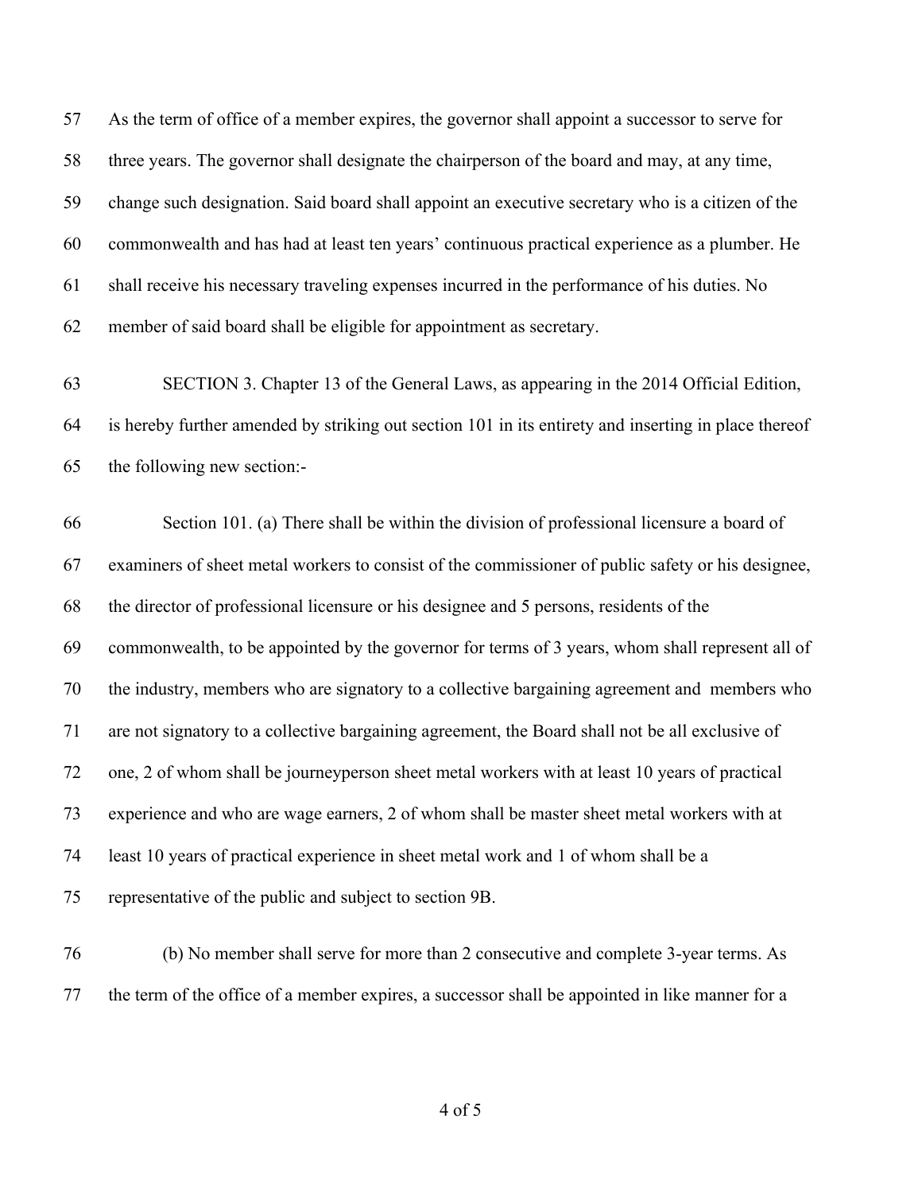As the term of office of a member expires, the governor shall appoint a successor to serve for three years. The governor shall designate the chairperson of the board and may, at any time, change such designation. Said board shall appoint an executive secretary who is a citizen of the commonwealth and has had at least ten years' continuous practical experience as a plumber. He shall receive his necessary traveling expenses incurred in the performance of his duties. No member of said board shall be eligible for appointment as secretary.

SECTION 3. Chapter 13 of the General Laws, as appearing in the 2014 Official Edition, is hereby further amended by striking out section 101 in its entirety and inserting in place thereof the following new section:-

Section 101. (a) There shall be within the division of professional licensure a board of examiners of sheet metal workers to consist of the commissioner of public safety or his designee, the director of professional licensure or his designee and 5 persons, residents of the commonwealth, to be appointed by the governor for terms of 3 years, whom shall represent all of the industry, members who are signatory to a collective bargaining agreement and members who are not signatory to a collective bargaining agreement, the Board shall not be all exclusive of one, 2 of whom shall be journeyperson sheet metal workers with at least 10 years of practical experience and who are wage earners, 2 of whom shall be master sheet metal workers with at least 10 years of practical experience in sheet metal work and 1 of whom shall be a representative of the public and subject to section 9B.

(b) No member shall serve for more than 2 consecutive and complete 3-year terms. As the term of the office of a member expires, a successor shall be appointed in like manner for a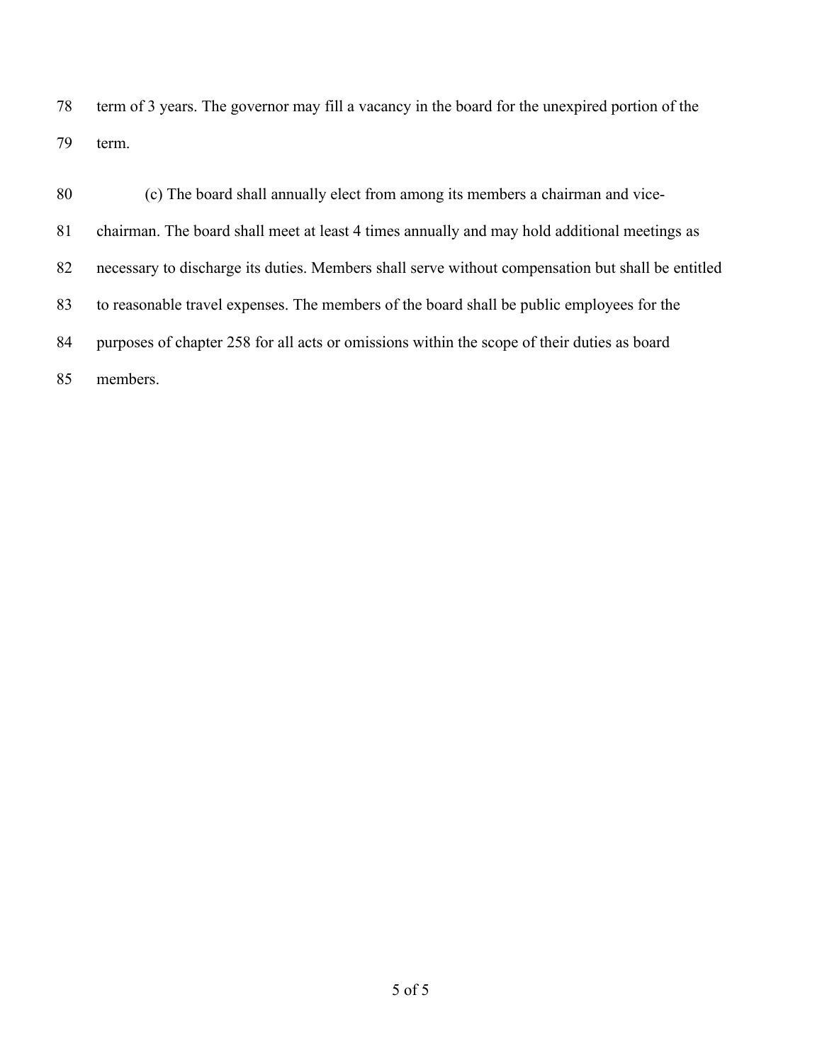term of 3 years. The governor may fill a vacancy in the board for the unexpired portion of the term.

(c) The board shall annually elect from among its members a chairman and vice-chairman. The board shall meet at least 4 times annually and may hold additional meetings as necessary to discharge its duties. Members shall serve without compensation but shall be entitled to reasonable travel expenses. The members of the board shall be public employees for the purposes of chapter 258 for all acts or omissions within the scope of their duties as board members.